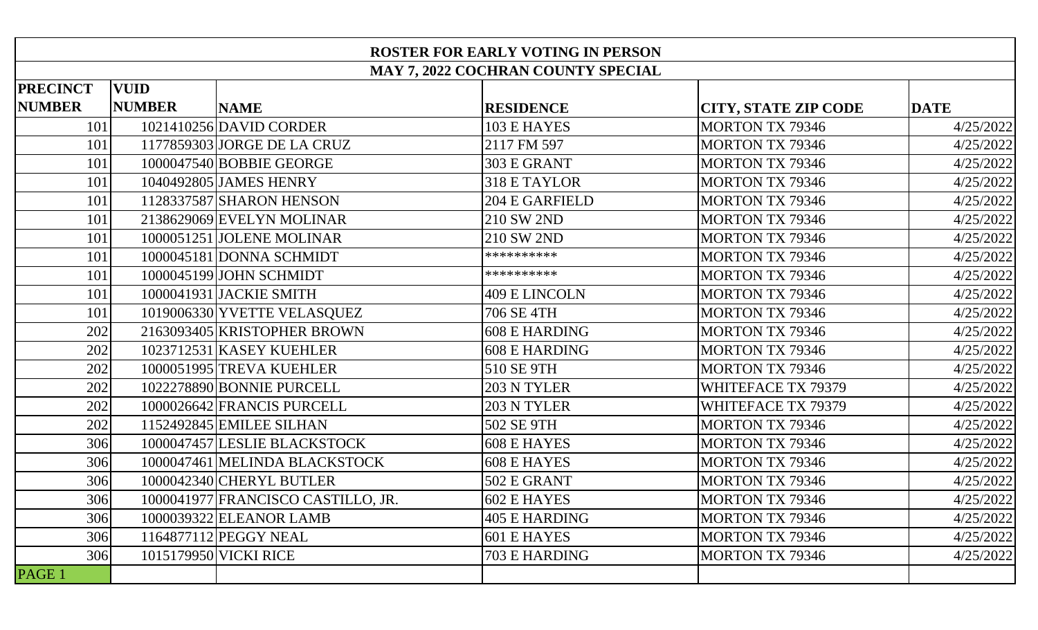**ROSTER FOR EARLY VOTING IN PERSON**

**MAY 7, 2022 COCHRAN COUNTY SPECIAL**

| PRECINCT NUMBER | VUID NUMBER | NAME | RESIDENCE | CITY, STATE ZIP CODE | DATE |
|---|---|---|---|---|---|
| 101 | 1021410256 | DAVID CORDER | 103 E HAYES | MORTON TX 79346 | 4/25/2022 |
| 101 | 1177859303 | JORGE DE LA CRUZ | 2117 FM 597 | MORTON TX 79346 | 4/25/2022 |
| 101 | 1000047540 | BOBBIE GEORGE | 303 E GRANT | MORTON TX 79346 | 4/25/2022 |
| 101 | 1040492805 | JAMES HENRY | 318 E TAYLOR | MORTON TX 79346 | 4/25/2022 |
| 101 | 1128337587 | SHARON HENSON | 204 E GARFIELD | MORTON TX 79346 | 4/25/2022 |
| 101 | 2138629069 | EVELYN MOLINAR | 210 SW 2ND | MORTON TX 79346 | 4/25/2022 |
| 101 | 1000051251 | JOLENE MOLINAR | 210 SW 2ND | MORTON TX 79346 | 4/25/2022 |
| 101 | 1000045181 | DONNA SCHMIDT | ********** | MORTON TX 79346 | 4/25/2022 |
| 101 | 1000045199 | JOHN SCHMIDT | ********** | MORTON TX 79346 | 4/25/2022 |
| 101 | 1000041931 | JACKIE SMITH | 409 E LINCOLN | MORTON TX 79346 | 4/25/2022 |
| 101 | 1019006330 | YVETTE VELASQUEZ | 706 SE 4TH | MORTON TX 79346 | 4/25/2022 |
| 202 | 2163093405 | KRISTOPHER BROWN | 608 E HARDING | MORTON TX 79346 | 4/25/2022 |
| 202 | 1023712531 | KASEY KUEHLER | 608 E HARDING | MORTON TX 79346 | 4/25/2022 |
| 202 | 1000051995 | TREVA KUEHLER | 510 SE 9TH | MORTON TX 79346 | 4/25/2022 |
| 202 | 1022278890 | BONNIE PURCELL | 203 N TYLER | WHITEFACE TX 79379 | 4/25/2022 |
| 202 | 1000026642 | FRANCIS PURCELL | 203 N TYLER | WHITEFACE TX 79379 | 4/25/2022 |
| 202 | 1152492845 | EMILEE SILHAN | 502 SE 9TH | MORTON TX 79346 | 4/25/2022 |
| 306 | 1000047457 | LESLIE BLACKSTOCK | 608 E HAYES | MORTON TX 79346 | 4/25/2022 |
| 306 | 1000047461 | MELINDA BLACKSTOCK | 608 E HAYES | MORTON TX 79346 | 4/25/2022 |
| 306 | 1000042340 | CHERYL BUTLER | 502 E GRANT | MORTON TX 79346 | 4/25/2022 |
| 306 | 1000041977 | FRANCISCO CASTILLO, JR. | 602 E HAYES | MORTON TX 79346 | 4/25/2022 |
| 306 | 1000039322 | ELEANOR LAMB | 405 E HARDING | MORTON TX 79346 | 4/25/2022 |
| 306 | 1164877112 | PEGGY NEAL | 601 E HAYES | MORTON TX 79346 | 4/25/2022 |
| 306 | 1015179950 | VICKI RICE | 703 E HARDING | MORTON TX 79346 | 4/25/2022 |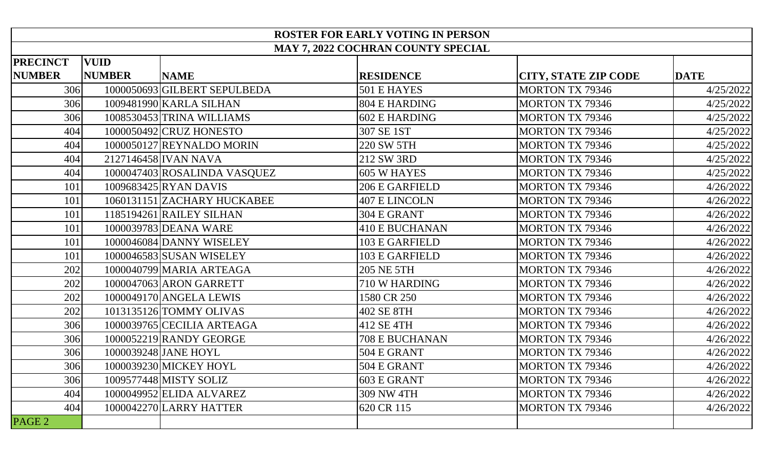| ROSTER FOR EARLY VOTING IN PERSON | | | | | |
|---|---|---|---|---|---|
| MAY 7, 2022 COCHRAN COUNTY SPECIAL | | | | | |
| PRECINCT NUMBER | VUID NUMBER | NAME | RESIDENCE | CITY, STATE ZIP CODE | DATE |
| 306 | 1000050693 | GILBERT SEPULBEDA | 501 E HAYES | MORTON TX 79346 | 4/25/2022 |
| 306 | 1009481990 | KARLA SILHAN | 804 E HARDING | MORTON TX 79346 | 4/25/2022 |
| 306 | 1008530453 | TRINA WILLIAMS | 602 E HARDING | MORTON TX 79346 | 4/25/2022 |
| 404 | 1000050492 | CRUZ HONESTO | 307 SE 1ST | MORTON TX 79346 | 4/25/2022 |
| 404 | 1000050127 | REYNALDO MORIN | 220 SW 5TH | MORTON TX 79346 | 4/25/2022 |
| 404 | 2127146458 | IVAN NAVA | 212 SW 3RD | MORTON TX 79346 | 4/25/2022 |
| 404 | 1000047403 | ROSALINDA VASQUEZ | 605 W HAYES | MORTON TX 79346 | 4/25/2022 |
| 101 | 1009683425 | RYAN DAVIS | 206 E GARFIELD | MORTON TX 79346 | 4/26/2022 |
| 101 | 1060131151 | ZACHARY HUCKABEE | 407 E LINCOLN | MORTON TX 79346 | 4/26/2022 |
| 101 | 1185194261 | RAILEY SILHAN | 304 E GRANT | MORTON TX 79346 | 4/26/2022 |
| 101 | 1000039783 | DEANA WARE | 410 E BUCHANAN | MORTON TX 79346 | 4/26/2022 |
| 101 | 1000046084 | DANNY WISELEY | 103 E GARFIELD | MORTON TX 79346 | 4/26/2022 |
| 101 | 1000046583 | SUSAN WISELEY | 103 E GARFIELD | MORTON TX 79346 | 4/26/2022 |
| 202 | 1000040799 | MARIA ARTEAGA | 205 NE 5TH | MORTON TX 79346 | 4/26/2022 |
| 202 | 1000047063 | ARON GARRETT | 710 W HARDING | MORTON TX 79346 | 4/26/2022 |
| 202 | 1000049170 | ANGELA LEWIS | 1580 CR 250 | MORTON TX 79346 | 4/26/2022 |
| 202 | 1013135126 | TOMMY OLIVAS | 402 SE 8TH | MORTON TX 79346 | 4/26/2022 |
| 306 | 1000039765 | CECILIA ARTEAGA | 412 SE 4TH | MORTON TX 79346 | 4/26/2022 |
| 306 | 1000052219 | RANDY GEORGE | 708 E BUCHANAN | MORTON TX 79346 | 4/26/2022 |
| 306 | 1000039248 | JANE HOYL | 504 E GRANT | MORTON TX 79346 | 4/26/2022 |
| 306 | 1000039230 | MICKEY HOYL | 504 E GRANT | MORTON TX 79346 | 4/26/2022 |
| 306 | 1009577448 | MISTY SOLIZ | 603 E GRANT | MORTON TX 79346 | 4/26/2022 |
| 404 | 1000049952 | ELIDA ALVAREZ | 309 NW 4TH | MORTON TX 79346 | 4/26/2022 |
| 404 | 1000042270 | LARRY HATTER | 620 CR 115 | MORTON TX 79346 | 4/26/2022 |
| PAGE 2 | | | | | |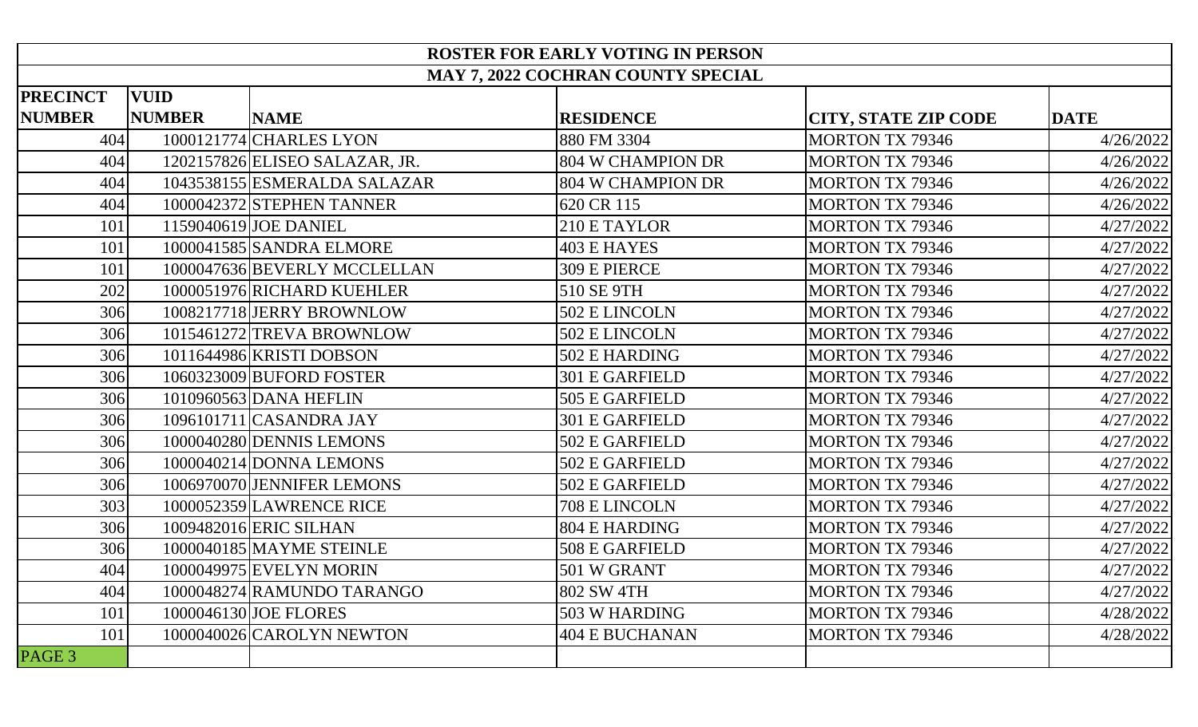| ROSTER FOR EARLY VOTING IN PERSON | | | | | |
|---|---|---|---|---|---|
| MAY 7, 2022 COCHRAN COUNTY SPECIAL | | | | | |
| PRECINCT NUMBER | VUID NUMBER | NAME | RESIDENCE | CITY, STATE ZIP CODE | DATE |
| 404 | 1000121774 | CHARLES LYON | 880 FM 3304 | MORTON TX 79346 | 4/26/2022 |
| 404 | 1202157826 | ELISEO SALAZAR, JR. | 804 W CHAMPION DR | MORTON TX 79346 | 4/26/2022 |
| 404 | 1043538155 | ESMERALDA SALAZAR | 804 W CHAMPION DR | MORTON TX 79346 | 4/26/2022 |
| 404 | 1000042372 | STEPHEN TANNER | 620 CR 115 | MORTON TX 79346 | 4/26/2022 |
| 101 | 1159040619 | JOE DANIEL | 210 E TAYLOR | MORTON TX 79346 | 4/27/2022 |
| 101 | 1000041585 | SANDRA ELMORE | 403 E HAYES | MORTON TX 79346 | 4/27/2022 |
| 101 | 1000047636 | BEVERLY MCCLELLAN | 309 E PIERCE | MORTON TX 79346 | 4/27/2022 |
| 202 | 1000051976 | RICHARD KUEHLER | 510 SE 9TH | MORTON TX 79346 | 4/27/2022 |
| 306 | 1008217718 | JERRY BROWNLOW | 502 E LINCOLN | MORTON TX 79346 | 4/27/2022 |
| 306 | 1015461272 | TREVA BROWNLOW | 502 E LINCOLN | MORTON TX 79346 | 4/27/2022 |
| 306 | 1011644986 | KRISTI DOBSON | 502 E HARDING | MORTON TX 79346 | 4/27/2022 |
| 306 | 1060323009 | BUFORD FOSTER | 301 E GARFIELD | MORTON TX 79346 | 4/27/2022 |
| 306 | 1010960563 | DANA HEFLIN | 505 E GARFIELD | MORTON TX 79346 | 4/27/2022 |
| 306 | 1096101711 | CASANDRA JAY | 301 E GARFIELD | MORTON TX 79346 | 4/27/2022 |
| 306 | 1000040280 | DENNIS LEMONS | 502 E GARFIELD | MORTON TX 79346 | 4/27/2022 |
| 306 | 1000040214 | DONNA LEMONS | 502 E GARFIELD | MORTON TX 79346 | 4/27/2022 |
| 306 | 1006970070 | JENNIFER LEMONS | 502 E GARFIELD | MORTON TX 79346 | 4/27/2022 |
| 303 | 1000052359 | LAWRENCE RICE | 708 E LINCOLN | MORTON TX 79346 | 4/27/2022 |
| 306 | 1009482016 | ERIC SILHAN | 804 E HARDING | MORTON TX 79346 | 4/27/2022 |
| 306 | 1000040185 | MAYME STEINLE | 508 E GARFIELD | MORTON TX 79346 | 4/27/2022 |
| 404 | 1000049975 | EVELYN MORIN | 501 W GRANT | MORTON TX 79346 | 4/27/2022 |
| 404 | 1000048274 | RAMUNDO TARANGO | 802 SW 4TH | MORTON TX 79346 | 4/27/2022 |
| 101 | 1000046130 | JOE FLORES | 503 W HARDING | MORTON TX 79346 | 4/28/2022 |
| 101 | 1000040026 | CAROLYN NEWTON | 404 E BUCHANAN | MORTON TX 79346 | 4/28/2022 |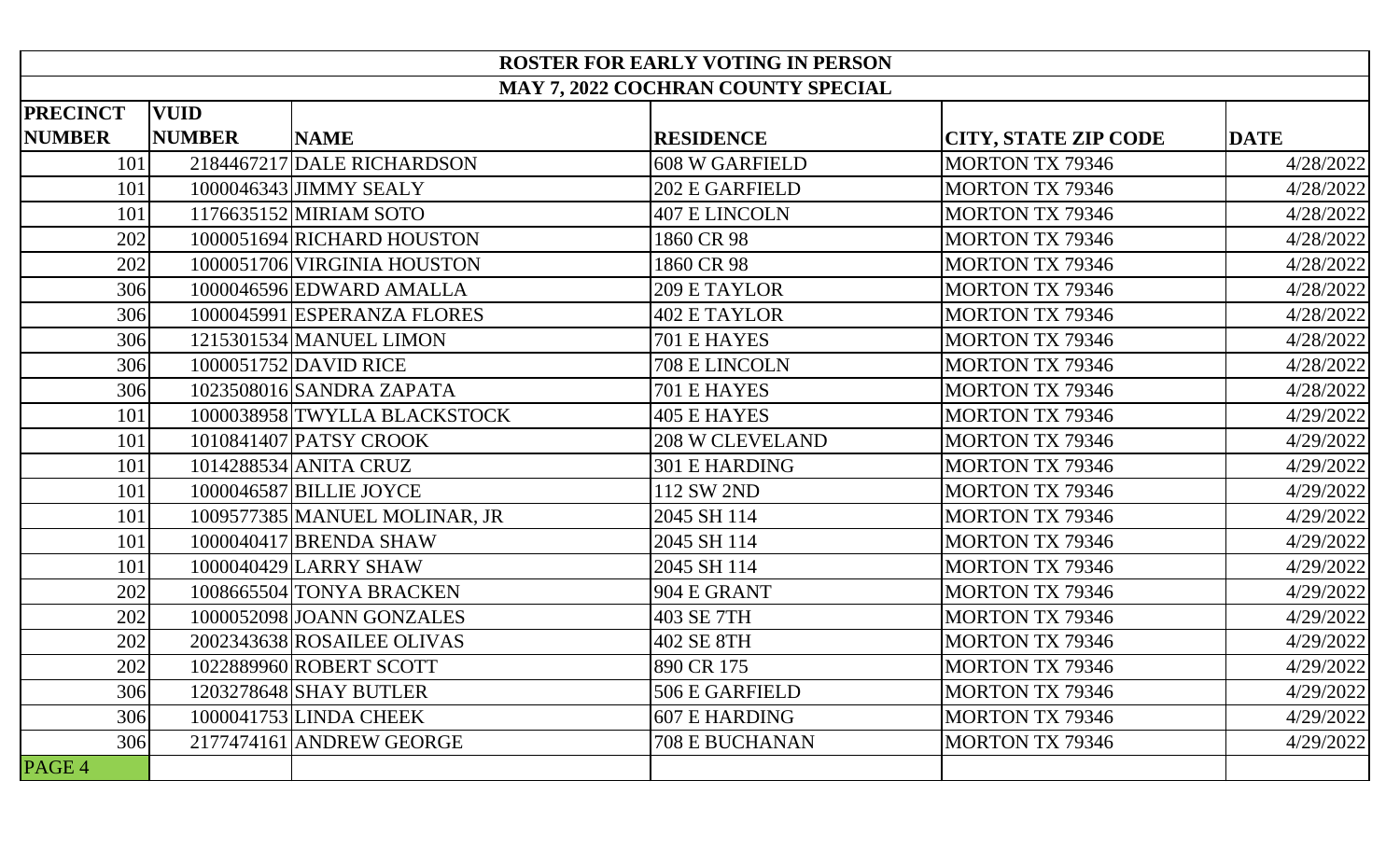| ROSTER FOR EARLY VOTING IN PERSON | | | | | |
|---|---|---|---|---|---|
| MAY 7, 2022 COCHRAN COUNTY SPECIAL | | | | | |
| PRECINCT NUMBER | VUID NUMBER | NAME | RESIDENCE | CITY, STATE ZIP CODE | DATE |
| 101 | 2184467217 | DALE RICHARDSON | 608 W GARFIELD | MORTON TX 79346 | 4/28/2022 |
| 101 | 1000046343 | JIMMY SEALY | 202 E GARFIELD | MORTON TX 79346 | 4/28/2022 |
| 101 | 1176635152 | MIRIAM SOTO | 407 E LINCOLN | MORTON TX 79346 | 4/28/2022 |
| 202 | 1000051694 | RICHARD HOUSTON | 1860 CR 98 | MORTON TX 79346 | 4/28/2022 |
| 202 | 1000051706 | VIRGINIA HOUSTON | 1860 CR 98 | MORTON TX 79346 | 4/28/2022 |
| 306 | 1000046596 | EDWARD AMALLA | 209 E TAYLOR | MORTON TX 79346 | 4/28/2022 |
| 306 | 1000045991 | ESPERANZA FLORES | 402 E TAYLOR | MORTON TX 79346 | 4/28/2022 |
| 306 | 1215301534 | MANUEL LIMON | 701 E HAYES | MORTON TX 79346 | 4/28/2022 |
| 306 | 1000051752 | DAVID RICE | 708 E LINCOLN | MORTON TX 79346 | 4/28/2022 |
| 306 | 1023508016 | SANDRA ZAPATA | 701 E HAYES | MORTON TX 79346 | 4/28/2022 |
| 101 | 1000038958 | TWYLLA BLACKSTOCK | 405 E HAYES | MORTON TX 79346 | 4/29/2022 |
| 101 | 1010841407 | PATSY CROOK | 208 W CLEVELAND | MORTON TX 79346 | 4/29/2022 |
| 101 | 1014288534 | ANITA CRUZ | 301 E HARDING | MORTON TX 79346 | 4/29/2022 |
| 101 | 1000046587 | BILLIE JOYCE | 112 SW 2ND | MORTON TX 79346 | 4/29/2022 |
| 101 | 1009577385 | MANUEL MOLINAR, JR | 2045 SH 114 | MORTON TX 79346 | 4/29/2022 |
| 101 | 1000040417 | BRENDA SHAW | 2045 SH 114 | MORTON TX 79346 | 4/29/2022 |
| 101 | 1000040429 | LARRY SHAW | 2045 SH 114 | MORTON TX 79346 | 4/29/2022 |
| 202 | 1008665504 | TONYA BRACKEN | 904 E GRANT | MORTON TX 79346 | 4/29/2022 |
| 202 | 1000052098 | JOANN GONZALES | 403 SE 7TH | MORTON TX 79346 | 4/29/2022 |
| 202 | 2002343638 | ROSAILEE OLIVAS | 402 SE 8TH | MORTON TX 79346 | 4/29/2022 |
| 202 | 1022889960 | ROBERT SCOTT | 890 CR 175 | MORTON TX 79346 | 4/29/2022 |
| 306 | 1203278648 | SHAY BUTLER | 506 E GARFIELD | MORTON TX 79346 | 4/29/2022 |
| 306 | 1000041753 | LINDA CHEEK | 607 E HARDING | MORTON TX 79346 | 4/29/2022 |
| 306 | 2177474161 | ANDREW GEORGE | 708 E BUCHANAN | MORTON TX 79346 | 4/29/2022 |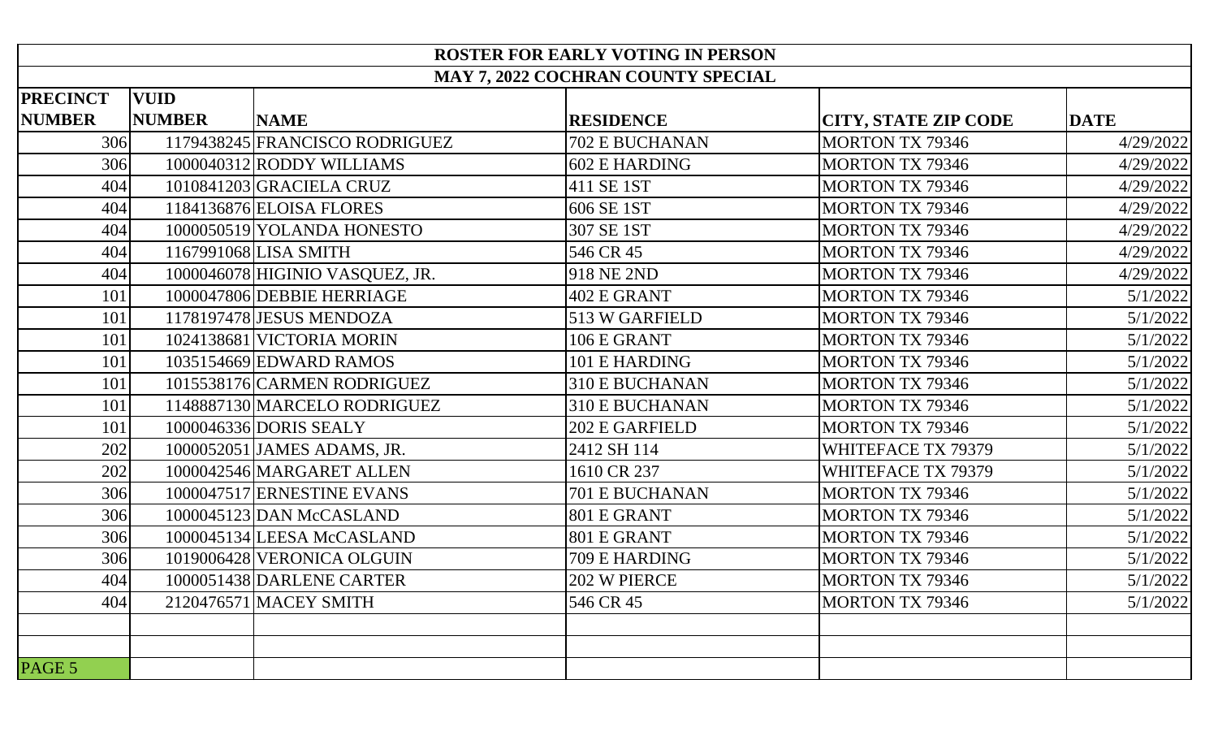| ROSTER FOR EARLY VOTING IN PERSON | | | | | |
|---|---|---|---|---|---|
| MAY 7, 2022 COCHRAN COUNTY SPECIAL | | | | | |
| PRECINCT NUMBER | VUID NUMBER | NAME | RESIDENCE | CITY, STATE ZIP CODE | DATE |
| 306 | 1179438245 | FRANCISCO RODRIGUEZ | 702 E BUCHANAN | MORTON TX 79346 | 4/29/2022 |
| 306 | 1000040312 | RODDY WILLIAMS | 602 E HARDING | MORTON TX 79346 | 4/29/2022 |
| 404 | 1010841203 | GRACIELA CRUZ | 411 SE 1ST | MORTON TX 79346 | 4/29/2022 |
| 404 | 1184136876 | ELOISA FLORES | 606 SE 1ST | MORTON TX 79346 | 4/29/2022 |
| 404 | 1000050519 | YOLANDA HONESTO | 307 SE 1ST | MORTON TX 79346 | 4/29/2022 |
| 404 | 1167991068 | LISA SMITH | 546 CR 45 | MORTON TX 79346 | 4/29/2022 |
| 404 | 1000046078 | HIGINIO VASQUEZ, JR. | 918 NE 2ND | MORTON TX 79346 | 4/29/2022 |
| 101 | 1000047806 | DEBBIE HERRIAGE | 402 E GRANT | MORTON TX 79346 | 5/1/2022 |
| 101 | 1178197478 | JESUS MENDOZA | 513 W GARFIELD | MORTON TX 79346 | 5/1/2022 |
| 101 | 1024138681 | VICTORIA MORIN | 106 E GRANT | MORTON TX 79346 | 5/1/2022 |
| 101 | 1035154669 | EDWARD RAMOS | 101 E HARDING | MORTON TX 79346 | 5/1/2022 |
| 101 | 1015538176 | CARMEN RODRIGUEZ | 310 E BUCHANAN | MORTON TX 79346 | 5/1/2022 |
| 101 | 1148887130 | MARCELO RODRIGUEZ | 310 E BUCHANAN | MORTON TX 79346 | 5/1/2022 |
| 101 | 1000046336 | DORIS SEALY | 202 E GARFIELD | MORTON TX 79346 | 5/1/2022 |
| 202 | 1000052051 | JAMES ADAMS, JR. | 2412 SH 114 | WHITEFACE TX 79379 | 5/1/2022 |
| 202 | 1000042546 | MARGARET ALLEN | 1610 CR 237 | WHITEFACE TX 79379 | 5/1/2022 |
| 306 | 1000047517 | ERNESTINE EVANS | 701 E BUCHANAN | MORTON TX 79346 | 5/1/2022 |
| 306 | 1000045123 | DAN McCASLAND | 801 E GRANT | MORTON TX 79346 | 5/1/2022 |
| 306 | 1000045134 | LEESA McCASLAND | 801 E GRANT | MORTON TX 79346 | 5/1/2022 |
| 306 | 1019006428 | VERONICA OLGUIN | 709 E HARDING | MORTON TX 79346 | 5/1/2022 |
| 404 | 1000051438 | DARLENE CARTER | 202 W PIERCE | MORTON TX 79346 | 5/1/2022 |
| 404 | 2120476571 | MACEY SMITH | 546 CR 45 | MORTON TX 79346 | 5/1/2022 |
| | | | | | |
| | | | | | |
| PAGE 5 | | | | | |